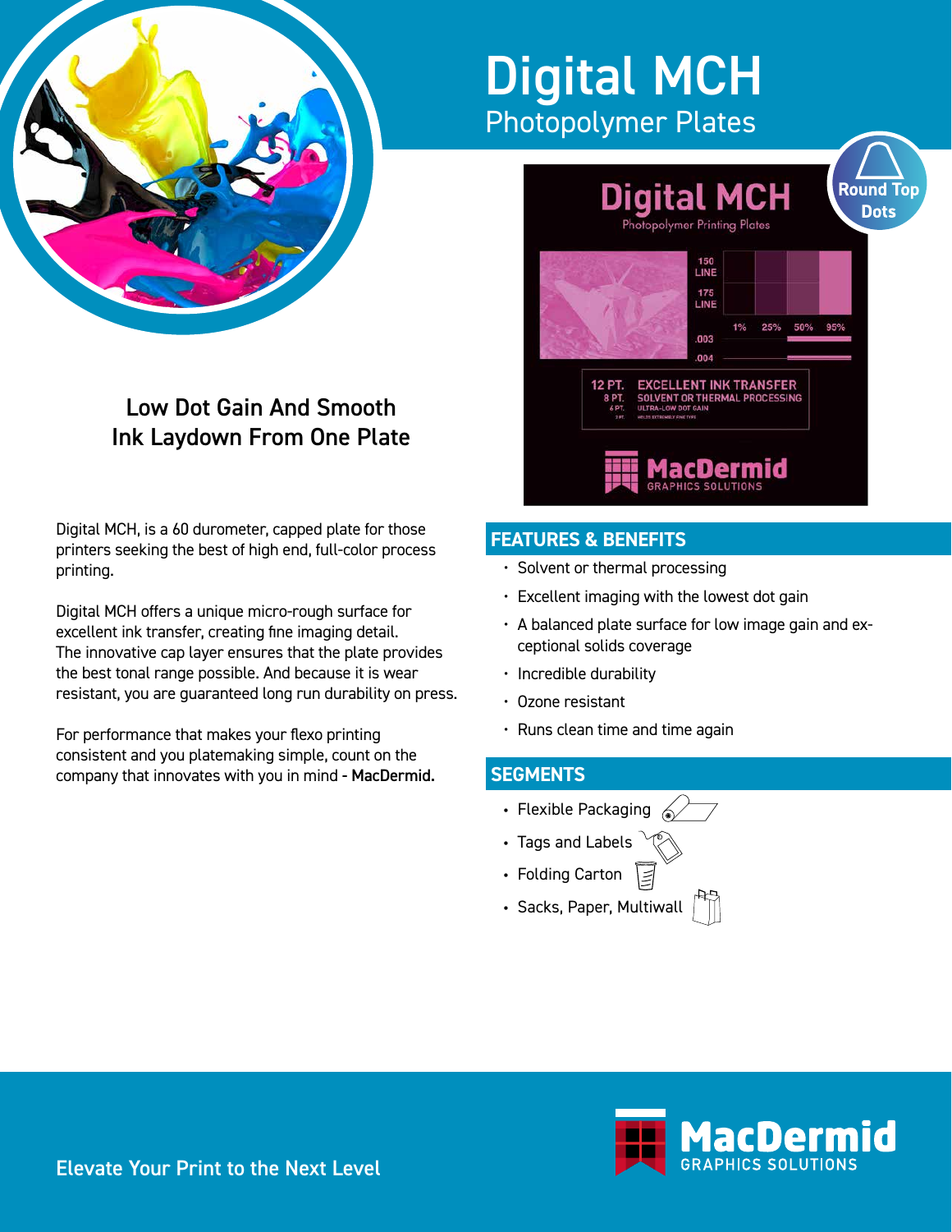# Digital MCH

## Photopolymer Plates

### Low Dot Gain And Smooth Ink Laydown From One Plate

Digital MCH, is a 60 durometer, capped plate for those printers seeking the best of high end, full-color process printing.

Digital MCH offers a unique micro-rough surface for excellent ink transfer, creating fine imaging detail. The innovative cap layer ensures that the plate provides the best tonal range possible. And because it is wear resistant, you are guaranteed long run durability on press.

For performance that makes your flexo printing consistent and you platemaking simple, count on the company that innovates with you in mind - **MacDermid.**

## FEATURES & BENEFITS

- Solvent or thermal processing
- Excellent imaging with the lowest dot gain
- A balanced plate surface for low image gain and exceptional solids coverage
- Incredible durability
- Ozone resistant
- Runs clean time and time again

## SEGMENTS

- Flexible Packaging
- Tags and Labels
- Folding Carton
- Sacks, Paper, Multiwall

Elevate Your Print to the Next Level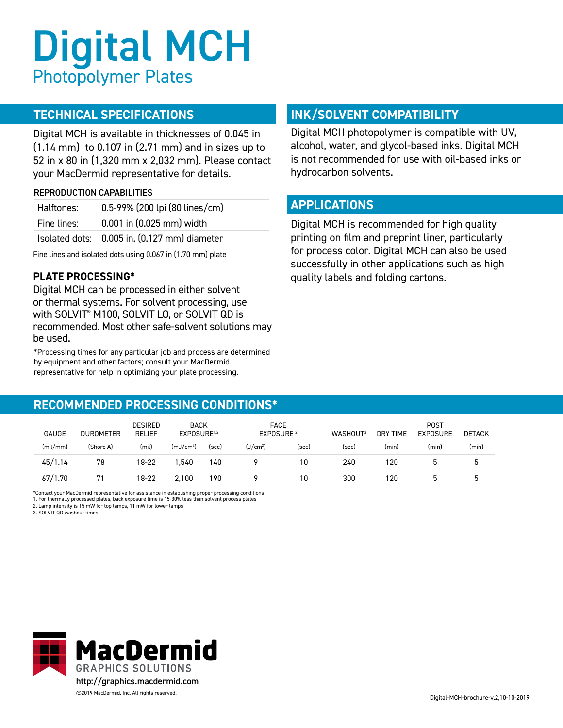# Digital MCH

## Photopolymer Plates

## TECHNICAL SPECIFICATIONS

Digital MCH is available in thicknesses of 0.045 in (1.14 mm) to 0.107 in (2.71 mm) and in sizes up to 52 in x 80 in (1,320 mm x 2,032 mm). Please contact your MacDermid representative for details.

### REPRODUCTION CAPABILITIES

| | |
|---|---|
| Halftones: | 0.5-99% (200 lpi (80 lines/cm) |
| Fine lines: | 0.001 in (0.025 mm) width |
| Isolated dots: | 0.005 in. (0.127 mm) diameter |

Fine lines and isolated dots using 0.067 in (1.70 mm) plate

### PLATE PROCESSING*

Digital MCH can be processed in either solvent or thermal systems. For solvent processing, use with SOLVIT® M100, SOLVIT LO, or SOLVIT QD is recommended. Most other safe-solvent solutions may be used.

*Processing times for any particular job and process are determined by equipment and other factors; consult your MacDermid representative for help in optimizing your plate processing.

## INK/SOLVENT COMPATIBILITY

Digital MCH photopolymer is compatible with UV, alcohol, water, and glycol-based inks. Digital MCH is not recommended for use with oil-based inks or hydrocarbon solvents.

## APPLICATIONS

Digital MCH is recommended for high quality printing on film and preprint liner, particularly for process color. Digital MCH can also be used successfully in other applications such as high quality labels and folding cartons.

## RECOMMENDED PROCESSING CONDITIONS*

| GAUGE | DUROMETER | DESIRED RELIEF | BACK EXPOSURE[1,2] | | FACE EXPOSURE [2] | | WASHOUT[3] | DRY TIME | POST EXPOSURE | DETACK |
|---|---|---|---|---|---|---|---|---|---|---|
| (mil/mm) | (Shore A) | (mil) | ($mJ/cm^2$) | (sec) | ($J/cm^2$) | (sec) | (sec) | (min) | (min) | (min) |
| 45/1.14 | 78 | 18-22 | 1,540 | 140 | 9 | 10 | 240 | 120 | 5 | 5 |
| 67/1.70 | 71 | 18-22 | 2,100 | 190 | 9 | 10 | 300 | 120 | 5 | 5 |

*Contact your MacDermid representative for assistance in establishing proper processing conditions
1. For thermally processed plates, back exposure time is 15-30% less than solvent process plates
2. Lamp intensity is 15 mW for top lamps, 11 mW for lower lamps
3. SOLVIT QD washout times

MacDermid GRAPHICS SOLUTIONS
http://graphics.macdermid.com
©2019 MacDermid, Inc. All rights reserved.

Digital-MCH-brochure-v.2,10-10-2019